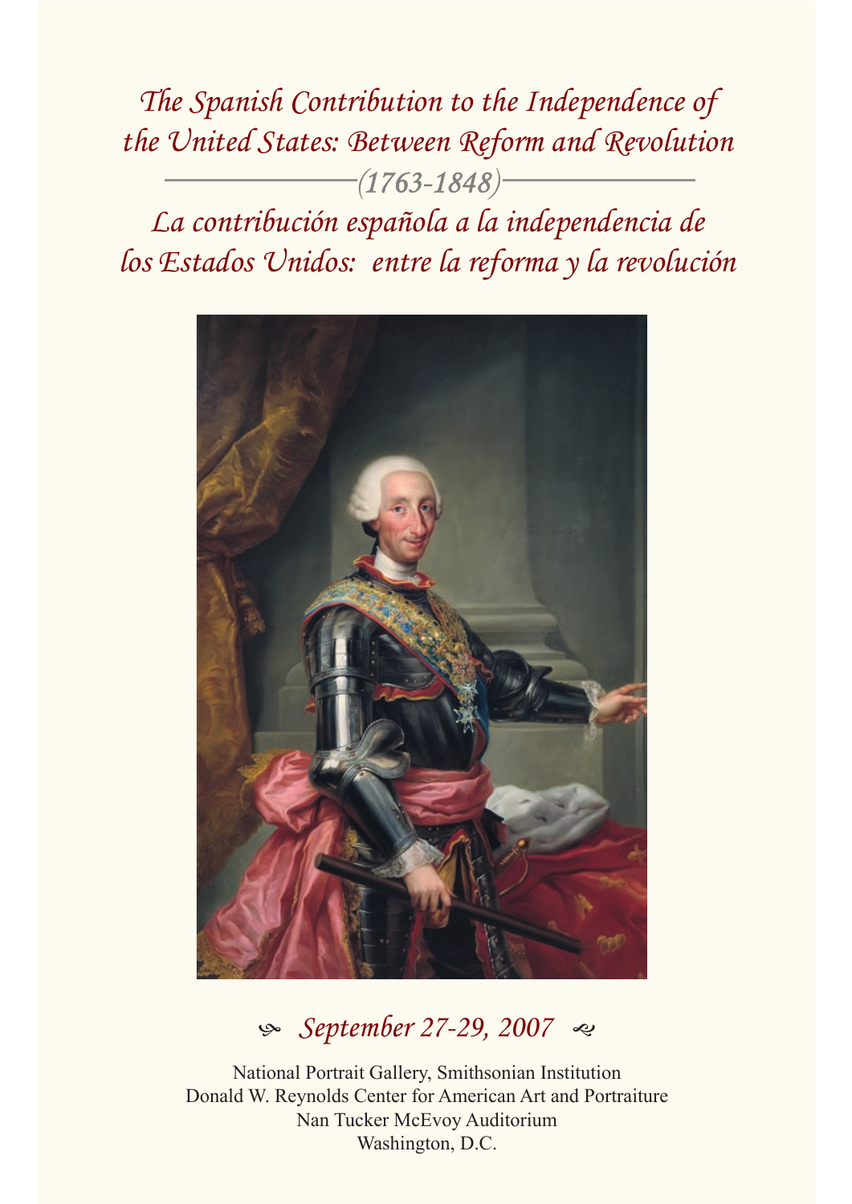# *The Spanish Contribution to the Independence of the United States: Between Reform and Revolution*

*(1763-1848)*

# *La contribución española a la independencia de los Estados Unidos: entre la reforma y la revolución*

*September 27-29, 2007*

National Portrait Gallery, Smithsonian Institution
Donald W. Reynolds Center for American Art and Portraiture
Nan Tucker McEvoy Auditorium
Washington, D.C.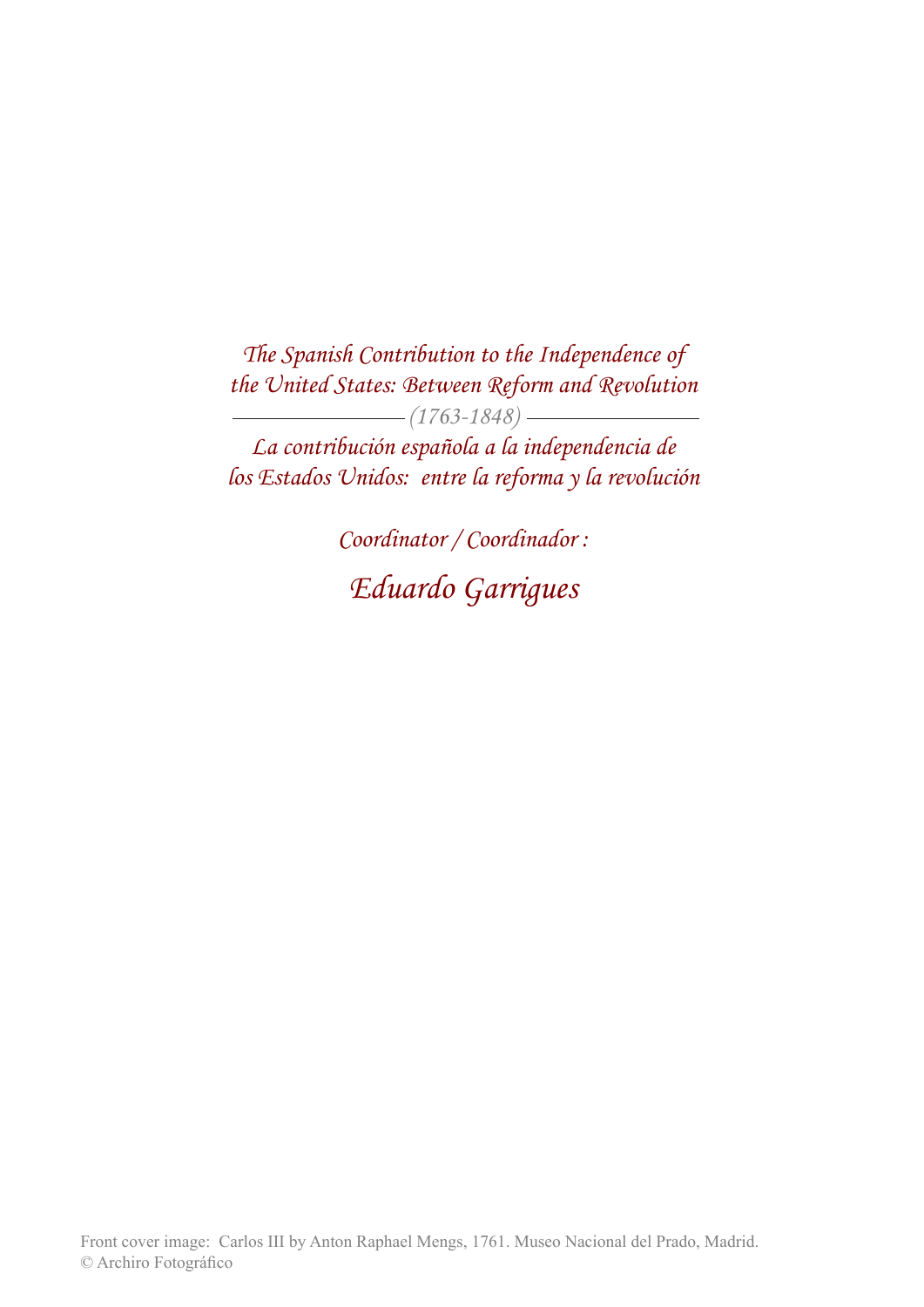*The Spanish Contribution to the Independence of the United States: Between Reform and Revolution*

*(1763-1848)*

*La contribución española a la independencia de los Estados Unidos: entre la reforma y la revolución*

*Coordinator / Coordinador :*

*Eduardo Garrigues*

Front cover image: Carlos III by Anton Raphael Mengs, 1761. Museo Nacional del Prado, Madrid.
© Archiro Fotográfico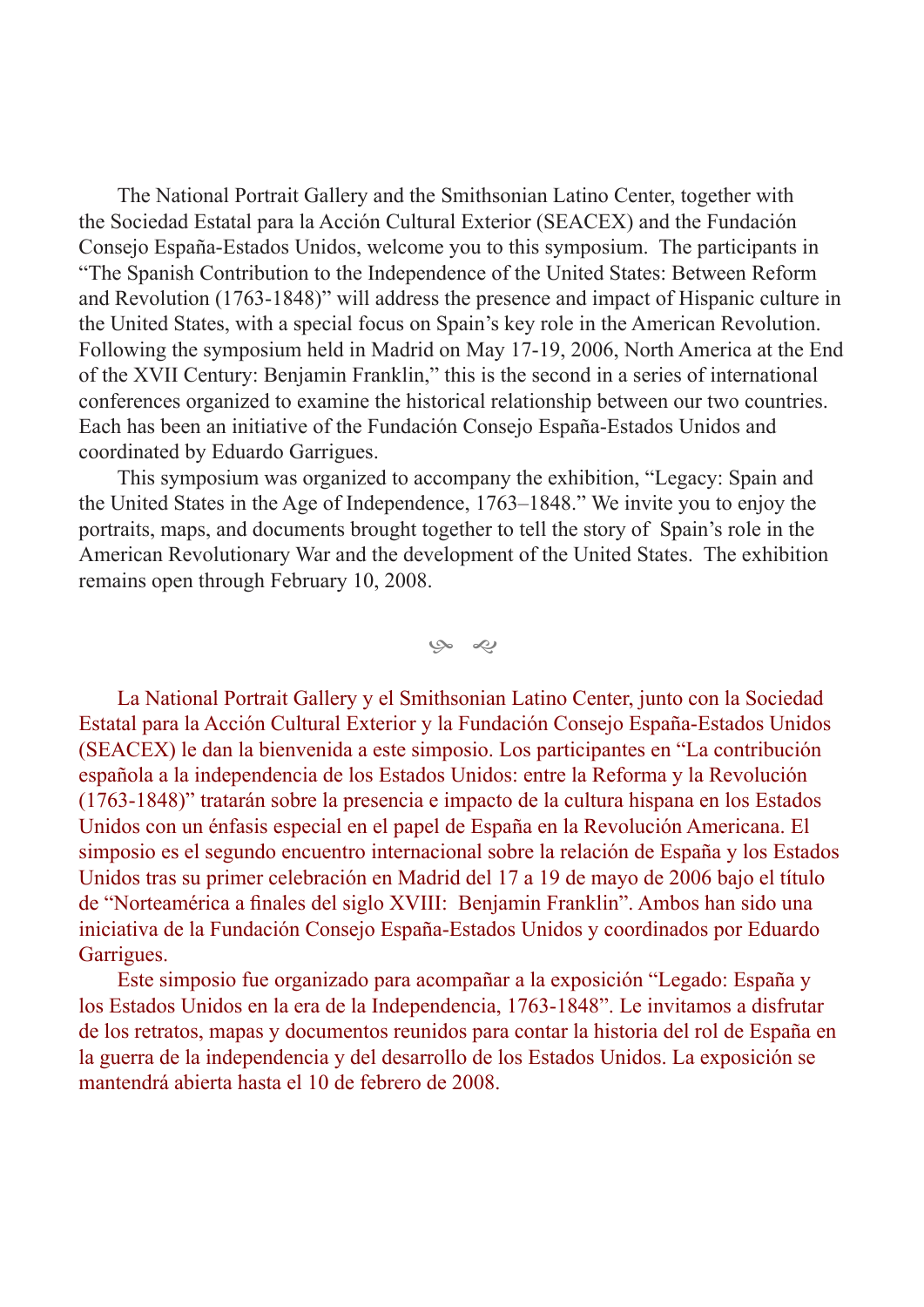The National Portrait Gallery and the Smithsonian Latino Center, together with the Sociedad Estatal para la Acción Cultural Exterior (SEACEX) and the Fundación Consejo España-Estados Unidos, welcome you to this symposium. The participants in "The Spanish Contribution to the Independence of the United States: Between Reform and Revolution (1763-1848)" will address the presence and impact of Hispanic culture in the United States, with a special focus on Spain's key role in the American Revolution. Following the symposium held in Madrid on May 17-19, 2006, North America at the End of the XVII Century: Benjamin Franklin," this is the second in a series of international conferences organized to examine the historical relationship between our two countries. Each has been an initiative of the Fundación Consejo España-Estados Unidos and coordinated by Eduardo Garrigues.

This symposium was organized to accompany the exhibition, "Legacy: Spain and the United States in the Age of Independence, 1763–1848." We invite you to enjoy the portraits, maps, and documents brought together to tell the story of Spain's role in the American Revolutionary War and the development of the United States. The exhibition remains open through February 10, 2008.

La National Portrait Gallery y el Smithsonian Latino Center, junto con la Sociedad Estatal para la Acción Cultural Exterior y la Fundación Consejo España-Estados Unidos (SEACEX) le dan la bienvenida a este simposio. Los participantes en "La contribución española a la independencia de los Estados Unidos: entre la Reforma y la Revolución (1763-1848)" tratarán sobre la presencia e impacto de la cultura hispana en los Estados Unidos con un énfasis especial en el papel de España en la Revolución Americana. El simposio es el segundo encuentro internacional sobre la relación de España y los Estados Unidos tras su primer celebración en Madrid del 17 a 19 de mayo de 2006 bajo el título de "Norteamérica a finales del siglo XVIII: Benjamin Franklin". Ambos han sido una iniciativa de la Fundación Consejo España-Estados Unidos y coordinados por Eduardo Garrigues.

Este simposio fue organizado para acompañar a la exposición "Legado: España y los Estados Unidos en la era de la Independencia, 1763-1848". Le invitamos a disfrutar de los retratos, mapas y documentos reunidos para contar la historia del rol de España en la guerra de la independencia y del desarrollo de los Estados Unidos. La exposición se mantendrá abierta hasta el 10 de febrero de 2008.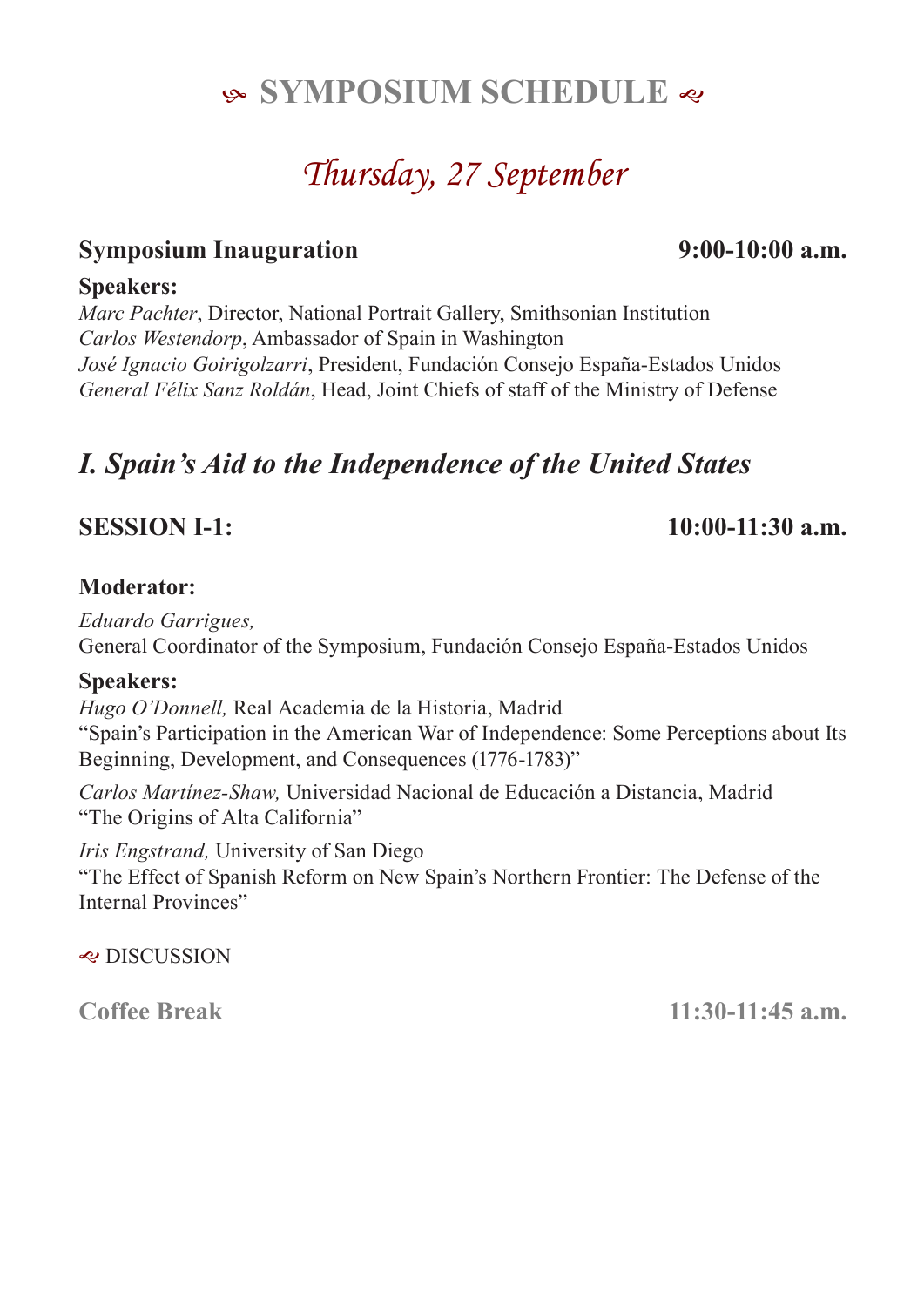# SYMPOSIUM SCHEDULE

## *Thursday, 27 September*

**Symposium Inauguration** **9:00-10:00 a.m.**

**Speakers:**

*Marc Pachter*, Director, National Portrait Gallery, Smithsonian Institution
*Carlos Westendorp*, Ambassador of Spain in Washington
*José Ignacio Goirigolzarri*, President, Fundación Consejo España-Estados Unidos
*General Félix Sanz Roldán*, Head, Joint Chiefs of staff of the Ministry of Defense

## *I. Spain's Aid to the Independence of the United States*

### SESSION I-1: 10:00-11:30 a.m.

**Moderator:**

*Eduardo Garrigues,*
General Coordinator of the Symposium, Fundación Consejo España-Estados Unidos

**Speakers:**

*Hugo O'Donnell,* Real Academia de la Historia, Madrid
"Spain's Participation in the American War of Independence: Some Perceptions about Its Beginning, Development, and Consequences (1776-1783)"

*Carlos Martínez-Shaw,* Universidad Nacional de Educación a Distancia, Madrid
"The Origins of Alta California"

*Iris Engstrand,* University of San Diego
"The Effect of Spanish Reform on New Spain's Northern Frontier: The Defense of the Internal Provinces"

DISCUSSION

**Coffee Break** **11:30-11:45 a.m.**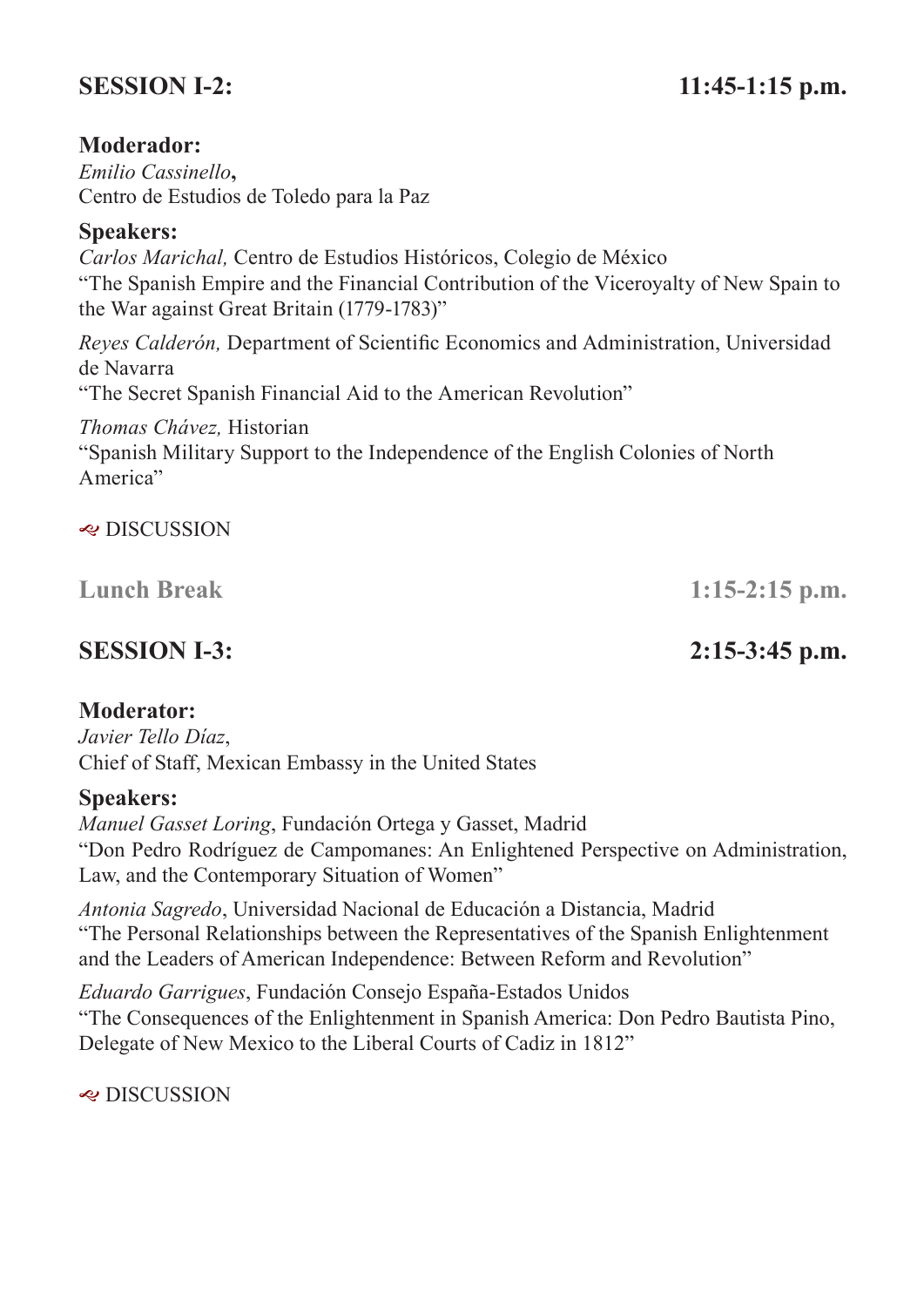## SESSION I-2: 11:45-1:15 p.m.

**Moderador:**
*Emilio Cassinello***,**
Centro de Estudios de Toledo para la Paz

**Speakers:**
*Carlos Marichal,* Centro de Estudios Históricos, Colegio de México
"The Spanish Empire and the Financial Contribution of the Viceroyalty of New Spain to the War against Great Britain (1779-1783)"

*Reyes Calderón,* Department of Scientific Economics and Administration, Universidad de Navarra
"The Secret Spanish Financial Aid to the American Revolution"

*Thomas Chávez,* Historian
"Spanish Military Support to the Independence of the English Colonies of North America"

DISCUSSION

**Lunch Break 1:15-2:15 p.m.**

## SESSION I-3: 2:15-3:45 p.m.

**Moderator:**
*Javier Tello Díaz*,
Chief of Staff, Mexican Embassy in the United States

**Speakers:**
*Manuel Gasset Loring*, Fundación Ortega y Gasset, Madrid
"Don Pedro Rodríguez de Campomanes: An Enlightened Perspective on Administration, Law, and the Contemporary Situation of Women"

*Antonia Sagredo*, Universidad Nacional de Educación a Distancia, Madrid
"The Personal Relationships between the Representatives of the Spanish Enlightenment and the Leaders of American Independence: Between Reform and Revolution"

*Eduardo Garrigues*, Fundación Consejo España-Estados Unidos
"The Consequences of the Enlightenment in Spanish America: Don Pedro Bautista Pino, Delegate of New Mexico to the Liberal Courts of Cadiz in 1812"

DISCUSSION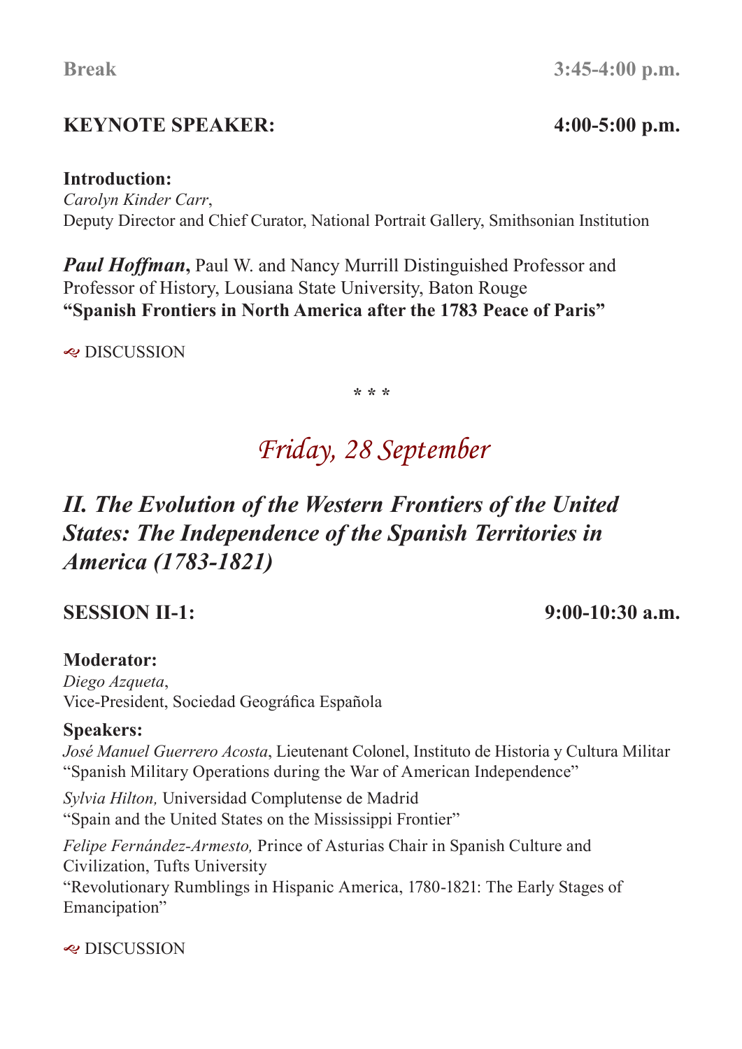**Break** 3:45-4:00 p.m.

**KEYNOTE SPEAKER:** **4:00-5:00 p.m.**

**Introduction:**
*Carolyn Kinder Carr*,
Deputy Director and Chief Curator, National Portrait Gallery, Smithsonian Institution

***Paul Hoffman***, Paul W. and Nancy Murrill Distinguished Professor and Professor of History, Lousiana State University, Baton Rouge
**"Spanish Frontiers in North America after the 1783 Peace of Paris"**

DISCUSSION

\* \* \*

# *Friday, 28 September*

## *II. The Evolution of the Western Frontiers of the United States: The Independence of the Spanish Territories in America (1783-1821)*

**SESSION II-1:** **9:00-10:30 a.m.**

**Moderator:**
*Diego Azqueta*,
Vice-President, Sociedad Geográfica Española

**Speakers:**

*José Manuel Guerrero Acosta*, Lieutenant Colonel, Instituto de Historia y Cultura Militar
"Spanish Military Operations during the War of American Independence"

*Sylvia Hilton,* Universidad Complutense de Madrid
"Spain and the United States on the Mississippi Frontier"

*Felipe Fernández-Armesto,* Prince of Asturias Chair in Spanish Culture and Civilization, Tufts University
"Revolutionary Rumblings in Hispanic America, 1780-1821: The Early Stages of Emancipation"

DISCUSSION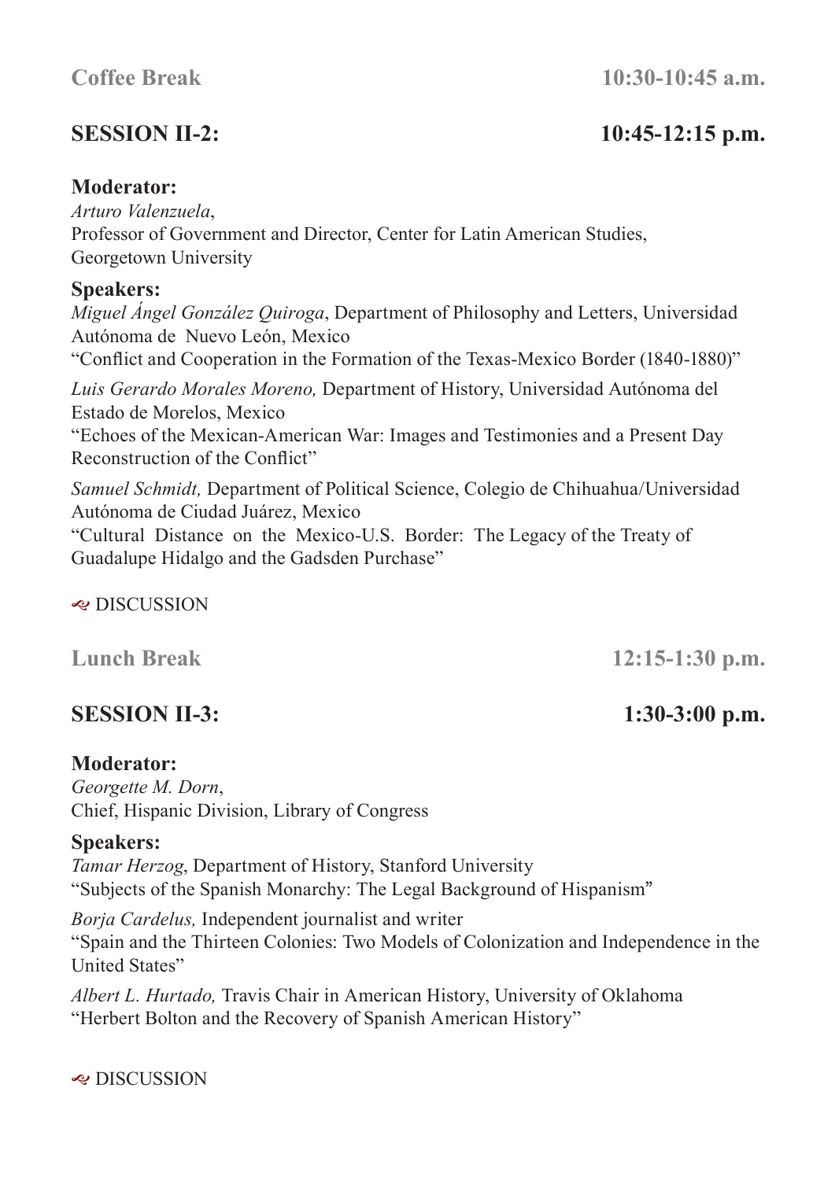**Coffee Break** **10:30-10:45 a.m.**

## SESSION II-2: 10:45-12:15 p.m.

**Moderator:**

*Arturo Valenzuela*,
Professor of Government and Director, Center for Latin American Studies, Georgetown University

**Speakers:**

*Miguel Ángel González Quiroga*, Department of Philosophy and Letters, Universidad Autónoma de Nuevo León, Mexico
"Conflict and Cooperation in the Formation of the Texas-Mexico Border (1840-1880)"

*Luis Gerardo Morales Moreno,* Department of History, Universidad Autónoma del Estado de Morelos, Mexico
"Echoes of the Mexican-American War: Images and Testimonies and a Present Day Reconstruction of the Conflict"

*Samuel Schmidt,* Department of Political Science, Colegio de Chihuahua/Universidad Autónoma de Ciudad Juárez, Mexico
"Cultural Distance on the Mexico-U.S. Border: The Legacy of the Treaty of Guadalupe Hidalgo and the Gadsden Purchase"

DISCUSSION

**Lunch Break** **12:15-1:30 p.m.**

## SESSION II-3: 1:30-3:00 p.m.

**Moderator:**

*Georgette M. Dorn*,
Chief, Hispanic Division, Library of Congress

**Speakers:**

*Tamar Herzog*, Department of History, Stanford University
"Subjects of the Spanish Monarchy: The Legal Background of Hispanism"

*Borja Cardelus,* Independent journalist and writer
"Spain and the Thirteen Colonies: Two Models of Colonization and Independence in the United States"

*Albert L. Hurtado,* Travis Chair in American History, University of Oklahoma
"Herbert Bolton and the Recovery of Spanish American History"

DISCUSSION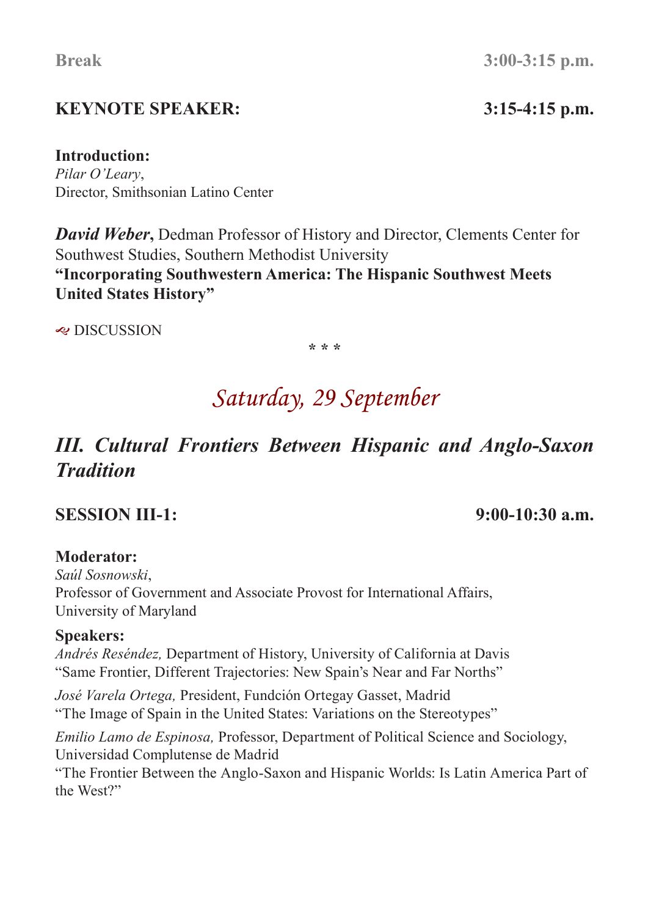**Break** **3:00-3:15 p.m.**

**KEYNOTE SPEAKER:** **3:15-4:15 p.m.**

**Introduction:**
*Pilar O'Leary*,
Director, Smithsonian Latino Center

***David Weber*****,** Dedman Professor of History and Director, Clements Center for Southwest Studies, Southern Methodist University
**"Incorporating Southwestern America: The Hispanic Southwest Meets United States History"**

DISCUSSION

\* \* \*

## *Saturday, 29 September*

## *III. Cultural Frontiers Between Hispanic and Anglo-Saxon Tradition*

**SESSION III-1:** **9:00-10:30 a.m.**

**Moderator:**
*Saúl Sosnowski*,
Professor of Government and Associate Provost for International Affairs, University of Maryland

**Speakers:**

*Andrés Reséndez,* Department of History, University of California at Davis
"Same Frontier, Different Trajectories: New Spain's Near and Far Norths"

*José Varela Ortega,* President, Fundción Ortegay Gasset, Madrid
"The Image of Spain in the United States: Variations on the Stereotypes"

*Emilio Lamo de Espinosa,* Professor, Department of Political Science and Sociology, Universidad Complutense de Madrid
"The Frontier Between the Anglo-Saxon and Hispanic Worlds: Is Latin America Part of the West?"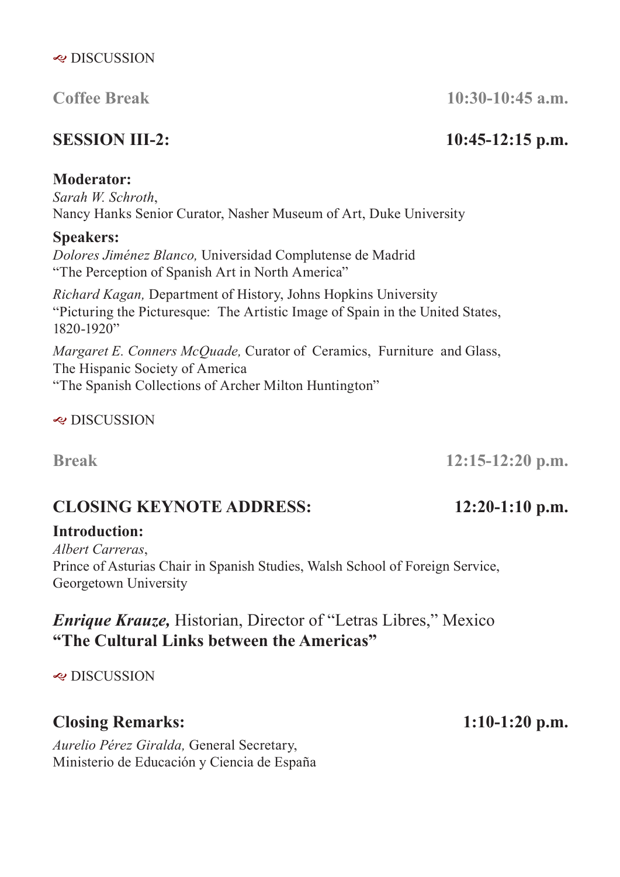❧ DISCUSSION

**Coffee Break** **10:30-10:45 a.m.**

## SESSION III-2: 10:45-12:15 p.m.

**Moderator:**
*Sarah W. Schroth*,
Nancy Hanks Senior Curator, Nasher Museum of Art, Duke University

**Speakers:**
*Dolores Jiménez Blanco,* Universidad Complutense de Madrid
"The Perception of Spanish Art in North America"

*Richard Kagan,* Department of History, Johns Hopkins University
"Picturing the Picturesque: The Artistic Image of Spain in the United States, 1820-1920"

*Margaret E. Conners McQuade,* Curator of Ceramics, Furniture and Glass, The Hispanic Society of America
"The Spanish Collections of Archer Milton Huntington"

❧ DISCUSSION

**Break** **12:15-12:20 p.m.**

## CLOSING KEYNOTE ADDRESS: 12:20-1:10 p.m.

**Introduction:**
*Albert Carreras*,
Prince of Asturias Chair in Spanish Studies, Walsh School of Foreign Service, Georgetown University

***Enrique Krauze,*** Historian, Director of "Letras Libres," Mexico
**"The Cultural Links between the Americas"**

❧ DISCUSSION

## Closing Remarks: 1:10-1:20 p.m.

*Aurelio Pérez Giralda,* General Secretary,
Ministerio de Educación y Ciencia de España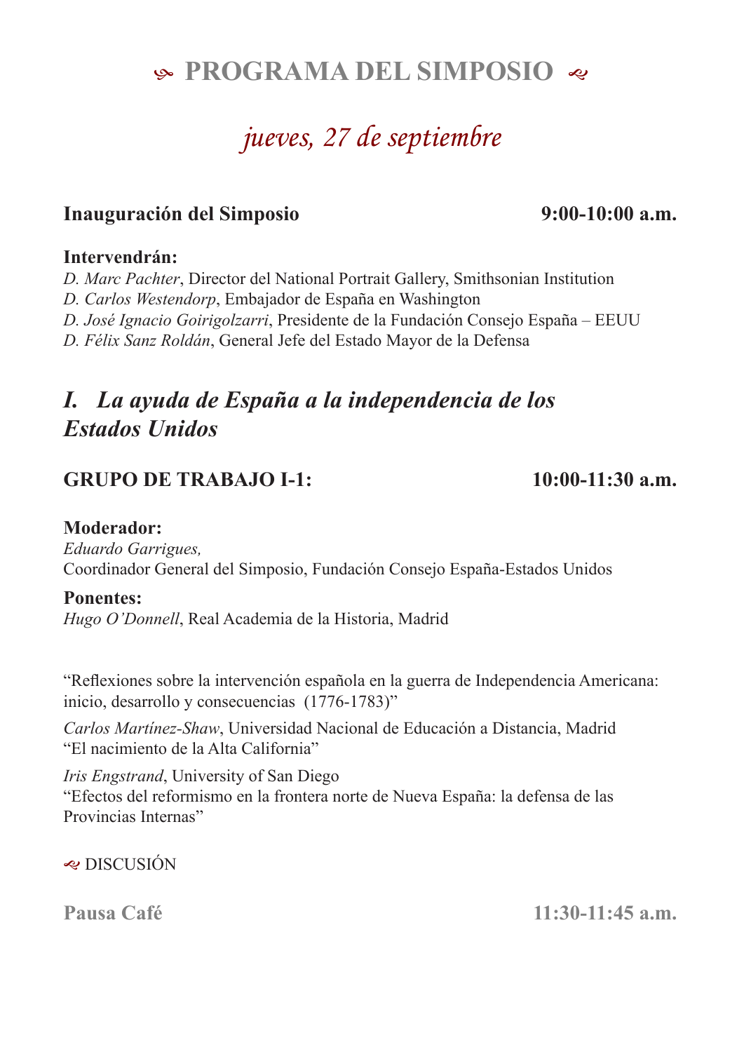# PROGRAMA DEL SIMPOSIO

## *jueves, 27 de septiembre*

**Inauguración del Simposio** **9:00-10:00 a.m.**

**Intervendrán:**
*D. Marc Pachter*, Director del National Portrait Gallery, Smithsonian Institution
*D. Carlos Westendorp*, Embajador de España en Washington
*D. José Ignacio Goirigolzarri*, Presidente de la Fundación Consejo España – EEUU
*D. Félix Sanz Roldán*, General Jefe del Estado Mayor de la Defensa

## *I. La ayuda de España a la independencia de los Estados Unidos*

**GRUPO DE TRABAJO I-1:** **10:00-11:30 a.m.**

**Moderador:**
*Eduardo Garrigues,*
Coordinador General del Simposio, Fundación Consejo España-Estados Unidos

**Ponentes:**
*Hugo O'Donnell*, Real Academia de la Historia, Madrid

"Reflexiones sobre la intervención española en la guerra de Independencia Americana: inicio, desarrollo y consecuencias (1776-1783)"

*Carlos Martínez-Shaw*, Universidad Nacional de Educación a Distancia, Madrid
"El nacimiento de la Alta California"

*Iris Engstrand*, University of San Diego
"Efectos del reformismo en la frontera norte de Nueva España: la defensa de las Provincias Internas"

DISCUSIÓN

**Pausa Café** **11:30-11:45 a.m.**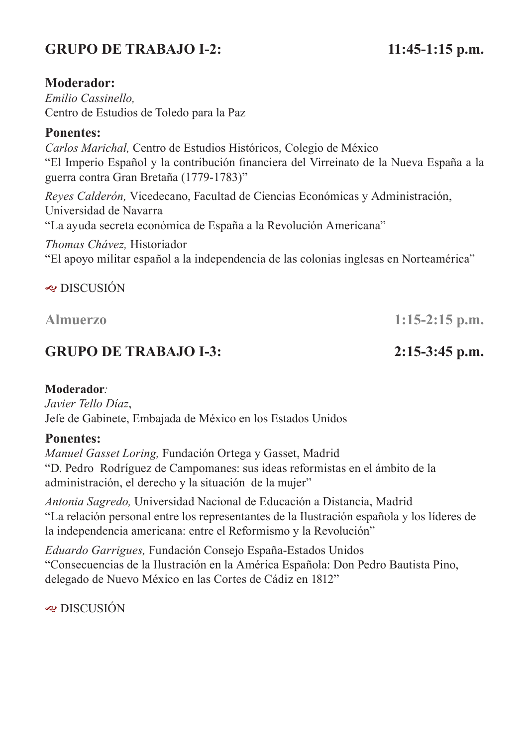## GRUPO DE TRABAJO I-2: 11:45-1:15 p.m.

**Moderador:**
*Emilio Cassinello,*
Centro de Estudios de Toledo para la Paz

**Ponentes:**

*Carlos Marichal,* Centro de Estudios Históricos, Colegio de México
"El Imperio Español y la contribución financiera del Virreinato de la Nueva España a la guerra contra Gran Bretaña (1779-1783)"

*Reyes Calderón,* Vicedecano, Facultad de Ciencias Económicas y Administración, Universidad de Navarra
"La ayuda secreta económica de España a la Revolución Americana"

*Thomas Chávez,* Historiador
"El apoyo militar español a la independencia de las colonias inglesas en Norteamérica"

DISCUSIÓN

**Almuerzo 1:15-2:15 p.m.**

## GRUPO DE TRABAJO I-3: 2:15-3:45 p.m.

**Moderador***:*
*Javier Tello Díaz*,
Jefe de Gabinete, Embajada de México en los Estados Unidos

**Ponentes:**

*Manuel Gasset Loring,* Fundación Ortega y Gasset, Madrid
"D. Pedro Rodríguez de Campomanes: sus ideas reformistas en el ámbito de la administración, el derecho y la situación de la mujer"

*Antonia Sagredo,* Universidad Nacional de Educación a Distancia, Madrid
"La relación personal entre los representantes de la Ilustración española y los líderes de la independencia americana: entre el Reformismo y la Revolución"

*Eduardo Garrigues,* Fundación Consejo España-Estados Unidos
"Consecuencias de la Ilustración en la América Española: Don Pedro Bautista Pino, delegado de Nuevo México en las Cortes de Cádiz en 1812"

DISCUSIÓN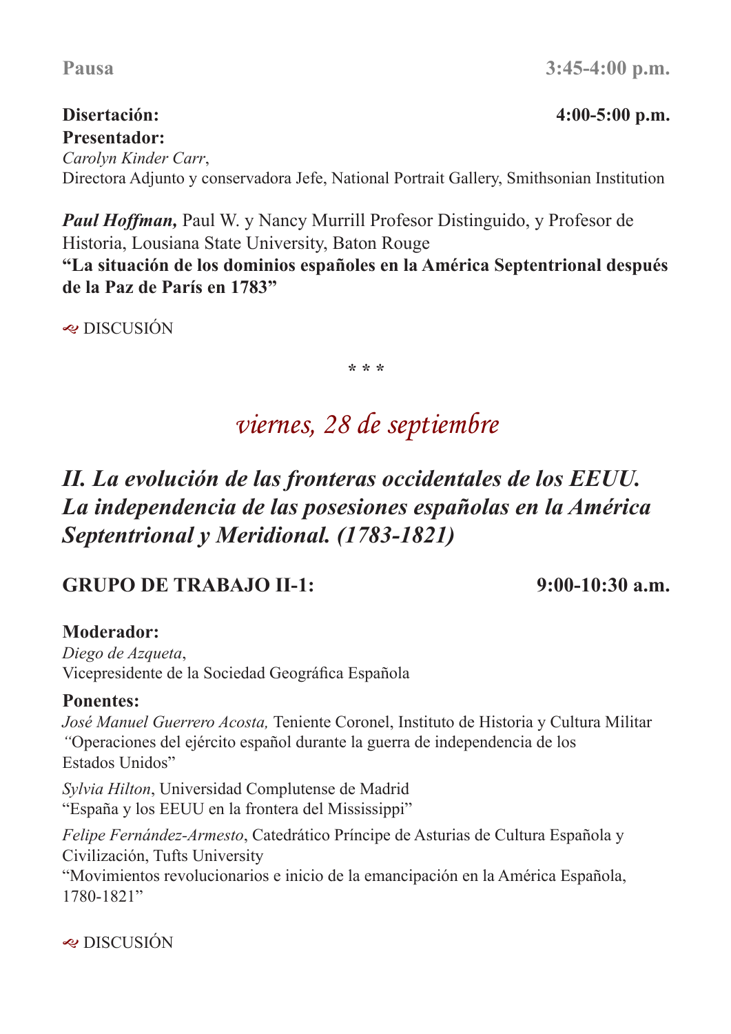**Pausa** **3:45-4:00 p.m.**

**Disertación:** **4:00-5:00 p.m.**

**Presentador:**
*Carolyn Kinder Carr*,
Directora Adjunto y conservadora Jefe, National Portrait Gallery, Smithsonian Institution

***Paul Hoffman,*** Paul W. y Nancy Murrill Profesor Distinguido, y Profesor de Historia, Lousiana State University, Baton Rouge
**“La situación de los dominios españoles en la América Septentrional después de la Paz de París en 1783”**

DISCUSIÓN

\* \* \*

## *viernes, 28 de septiembre*

## *II. La evolución de las fronteras occidentales de los EEUU. La independencia de las posesiones españolas en la América Septentrional y Meridional. (1783-1821)*

### GRUPO DE TRABAJO II-1: 9:00-10:30 a.m.

**Moderador:**
*Diego de Azqueta*,
Vicepresidente de la Sociedad Geográfica Española

**Ponentes:**
*José Manuel Guerrero Acosta,* Teniente Coronel, Instituto de Historia y Cultura Militar
“Operaciones del ejército español durante la guerra de independencia de los Estados Unidos”

*Sylvia Hilton*, Universidad Complutense de Madrid
“España y los EEUU en la frontera del Mississippi”

*Felipe Fernández-Armesto*, Catedrático Príncipe de Asturias de Cultura Española y Civilización, Tufts University
“Movimientos revolucionarios e inicio de la emancipación en la América Española, 1780-1821”

DISCUSIÓN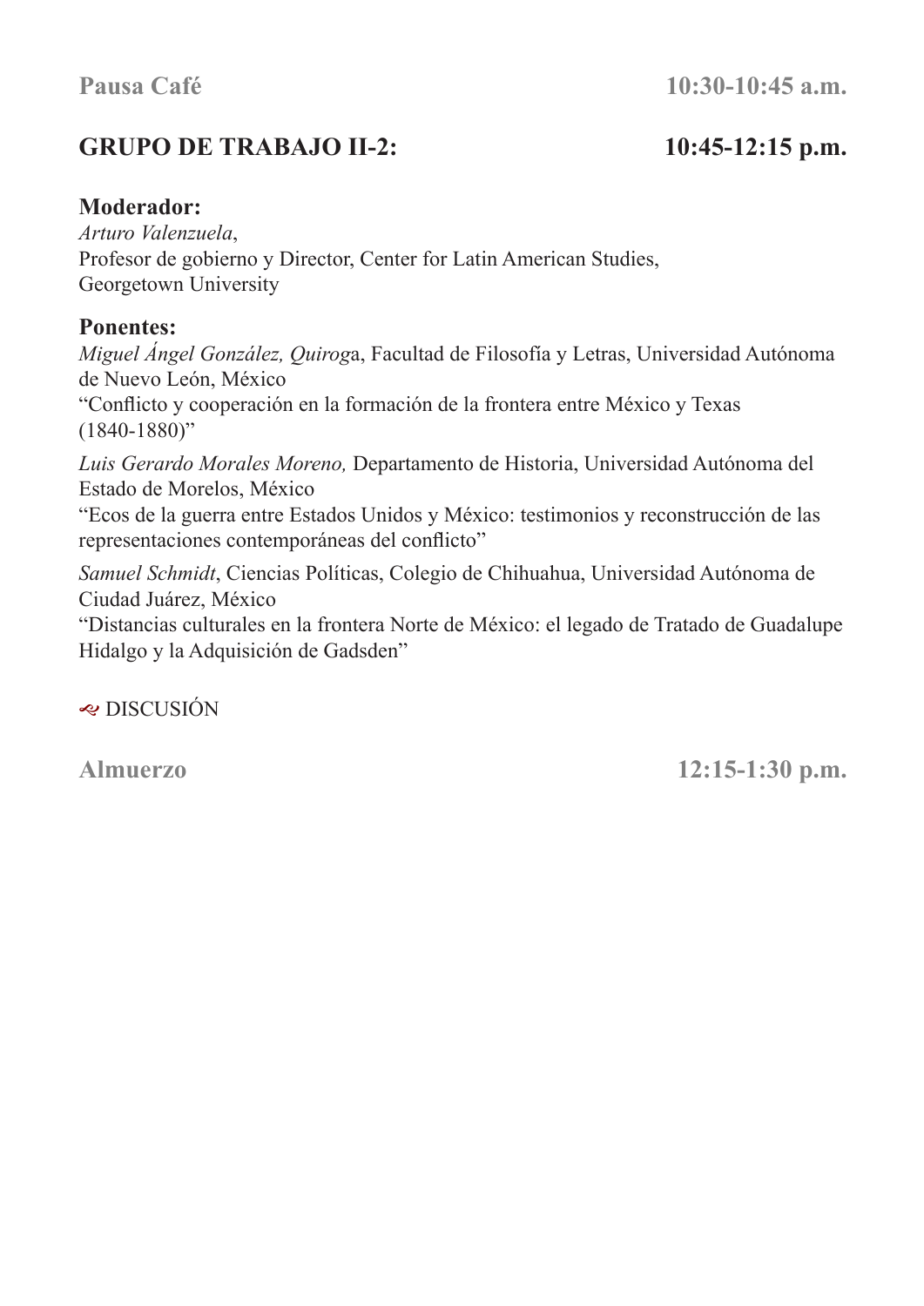**Pausa Café** **10:30-10:45 a.m.**

## GRUPO DE TRABAJO II-2: 10:45-12:15 p.m.

**Moderador:**
*Arturo Valenzuela*,
Profesor de gobierno y Director, Center for Latin American Studies,
Georgetown University

**Ponentes:**
*Miguel Ángel González, Quirog*a, Facultad de Filosofía y Letras, Universidad Autónoma de Nuevo León, México
"Conflicto y cooperación en la formación de la frontera entre México y Texas (1840-1880)"

*Luis Gerardo Morales Moreno,* Departamento de Historia, Universidad Autónoma del Estado de Morelos, México
"Ecos de la guerra entre Estados Unidos y México: testimonios y reconstrucción de las representaciones contemporáneas del conflicto"

*Samuel Schmidt*, Ciencias Políticas, Colegio de Chihuahua, Universidad Autónoma de Ciudad Juárez, México
"Distancias culturales en la frontera Norte de México: el legado de Tratado de Guadalupe Hidalgo y la Adquisición de Gadsden"

DISCUSIÓN

**Almuerzo** **12:15-1:30 p.m.**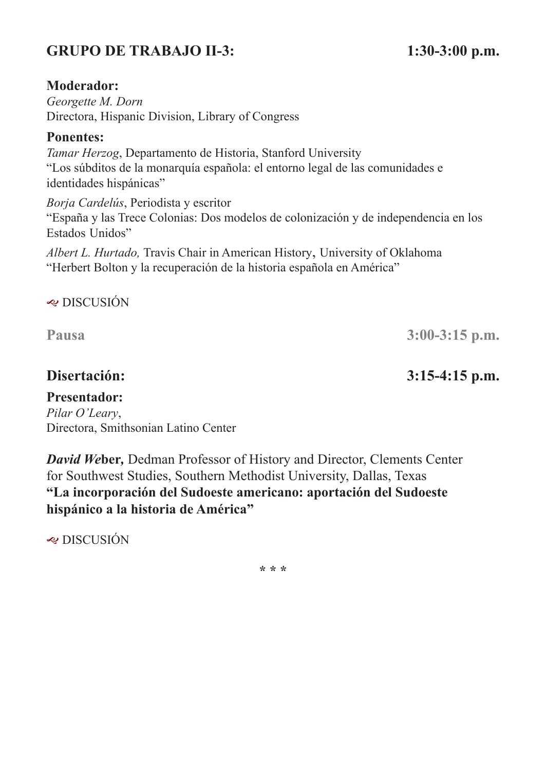## GRUPO DE TRABAJO II-3: 1:30-3:00 p.m.

**Moderador:**
*Georgette M. Dorn*
Directora, Hispanic Division, Library of Congress

**Ponentes:**
*Tamar Herzog*, Departamento de Historia, Stanford University
"Los súbditos de la monarquía española: el entorno legal de las comunidades e identidades hispánicas"

*Borja Cardelús*, Periodista y escritor
"España y las Trece Colonias: Dos modelos de colonización y de independencia en los Estados Unidos"

*Albert L. Hurtado,* Travis Chair in American History, University of Oklahoma
"Herbert Bolton y la recuperación de la historia española en América"

DISCUSIÓN

**Pausa 3:00-3:15 p.m.**

## Disertación: 3:15-4:15 p.m.

**Presentador:**
*Pilar O'Leary*,
Directora, Smithsonian Latino Center

***David Weber,*** Dedman Professor of History and Director, Clements Center for Southwest Studies, Southern Methodist University, Dallas, Texas
**"La incorporación del Sudoeste americano: aportación del Sudoeste hispánico a la historia de América"**

DISCUSIÓN

\* \* \*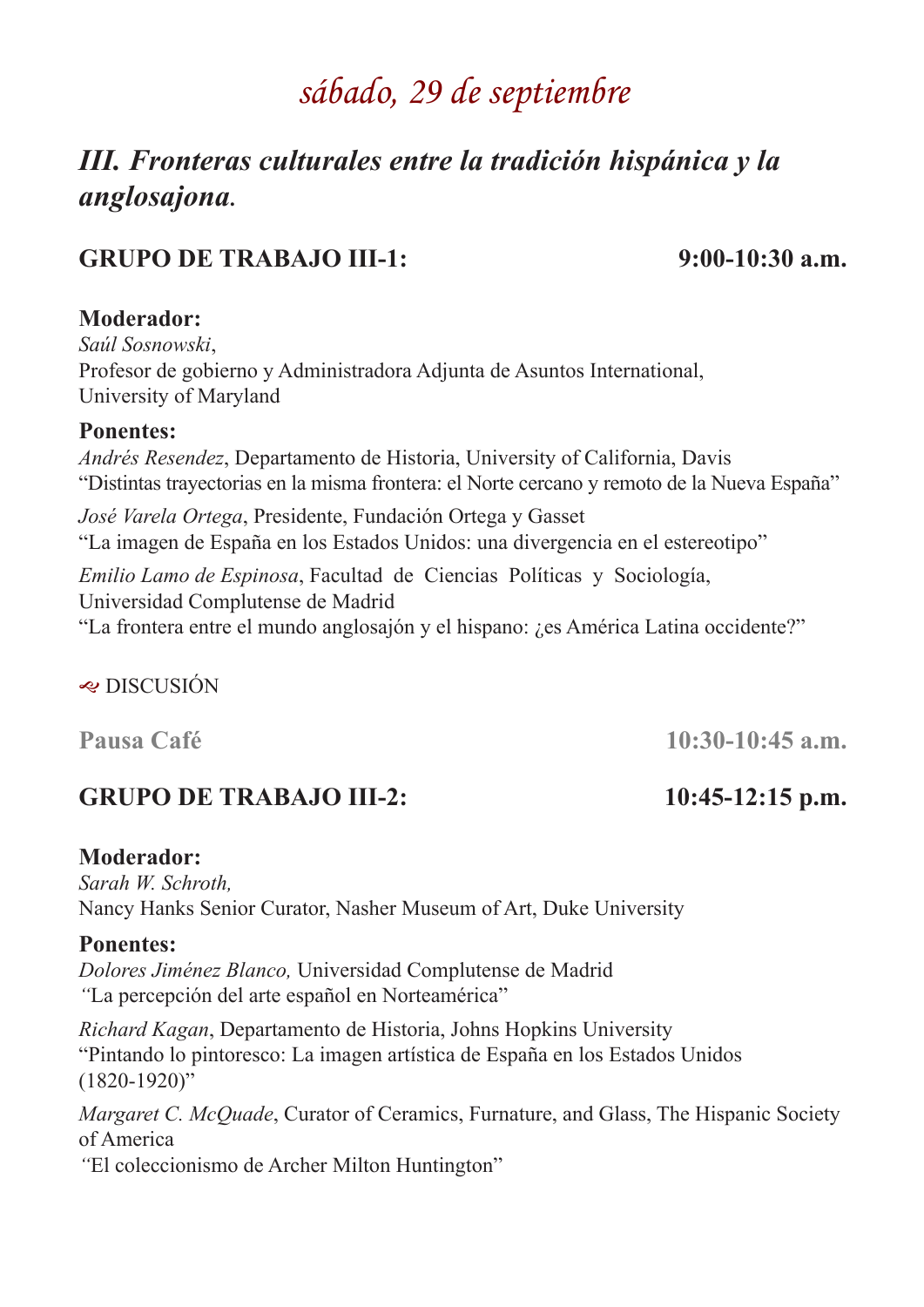# *sábado, 29 de septiembre*

## *III. Fronteras culturales entre la tradición hispánica y la anglosajona.*

### GRUPO DE TRABAJO III-1: 9:00-10:30 a.m.

**Moderador:**
*Saúl Sosnowski*,
Profesor de gobierno y Administradora Adjunta de Asuntos International,
University of Maryland

**Ponentes:**
*Andrés Resendez*, Departamento de Historia, University of California, Davis
"Distintas trayectorias en la misma frontera: el Norte cercano y remoto de la Nueva España"

*José Varela Ortega*, Presidente, Fundación Ortega y Gasset
"La imagen de España en los Estados Unidos: una divergencia en el estereotipo"

*Emilio Lamo de Espinosa*, Facultad de Ciencias Políticas y Sociología,
Universidad Complutense de Madrid
"La frontera entre el mundo anglosajón y el hispano: ¿es América Latina occidente?"

DISCUSIÓN

**Pausa Café 10:30-10:45 a.m.**

### GRUPO DE TRABAJO III-2: 10:45-12:15 p.m.

**Moderador:**
*Sarah W. Schroth,*
Nancy Hanks Senior Curator, Nasher Museum of Art, Duke University

**Ponentes:**
*Dolores Jiménez Blanco,* Universidad Complutense de Madrid
"La percepción del arte español en Norteamérica"

*Richard Kagan*, Departamento de Historia, Johns Hopkins University
"Pintando lo pintoresco: La imagen artística de España en los Estados Unidos (1820-1920)"

*Margaret C. McQuade*, Curator of Ceramics, Furnature, and Glass, The Hispanic Society of America
"El coleccionismo de Archer Milton Huntington"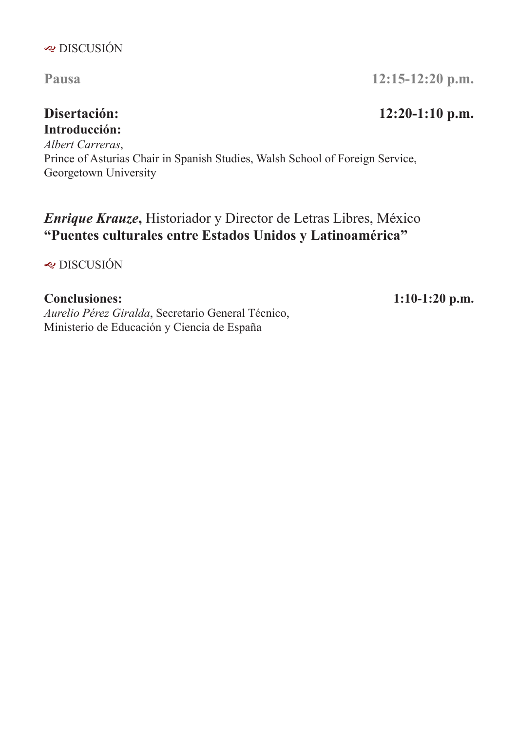DISCUSIÓN

**Pausa** **12:15-12:20 p.m.**

**Disertación:** **12:20-1:10 p.m.**

**Introducción:**

*Albert Carreras*,
Prince of Asturias Chair in Spanish Studies, Walsh School of Foreign Service, Georgetown University

***Enrique Krauze*,** Historiador y Director de Letras Libres, México
**"Puentes culturales entre Estados Unidos y Latinoamérica"**

DISCUSIÓN

**Conclusiones:** **1:10-1:20 p.m.**

*Aurelio Pérez Giralda*, Secretario General Técnico,
Ministerio de Educación y Ciencia de España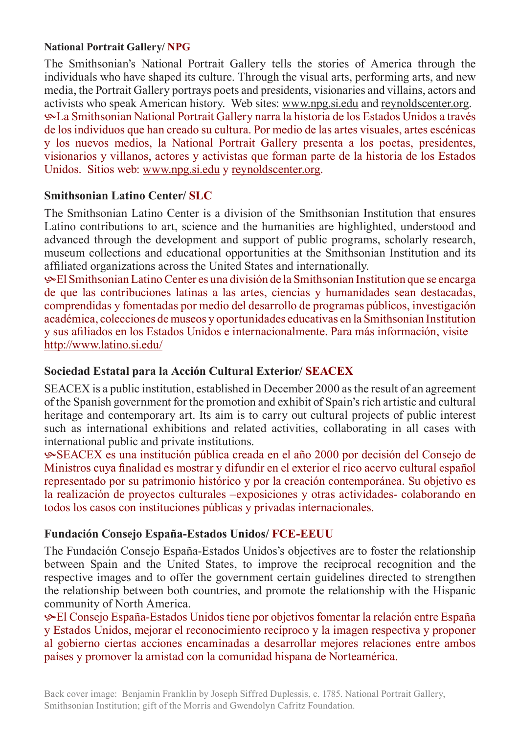**National Portrait Gallery/ NPG**

The Smithsonian's National Portrait Gallery tells the stories of America through the individuals who have shaped its culture. Through the visual arts, performing arts, and new media, the Portrait Gallery portrays poets and presidents, visionaries and villains, actors and activists who speak American history. Web sites: www.npg.si.edu and reynoldscenter.org.

La Smithsonian National Portrait Gallery narra la historia de los Estados Unidos a través de los individuos que han creado su cultura. Por medio de las artes visuales, artes escénicas y los nuevos medios, la National Portrait Gallery presenta a los poetas, presidentes, visionarios y villanos, actores y activistas que forman parte de la historia de los Estados Unidos. Sitios web: www.npg.si.edu y reynoldscenter.org.

**Smithsonian Latino Center/ SLC**

The Smithsonian Latino Center is a division of the Smithsonian Institution that ensures Latino contributions to art, science and the humanities are highlighted, understood and advanced through the development and support of public programs, scholarly research, museum collections and educational opportunities at the Smithsonian Institution and its affiliated organizations across the United States and internationally.

El Smithsonian Latino Center es una división de la Smithsonian Institution que se encarga de que las contribuciones latinas a las artes, ciencias y humanidades sean destacadas, comprendidas y fomentadas por medio del desarrollo de programas públicos, investigación académica, colecciones de museos y oportunidades educativas en la Smithsonian Institution y sus afiliados en los Estados Unidos e internacionalmente. Para más información, visite http://www.latino.si.edu/

**Sociedad Estatal para la Acción Cultural Exterior/ SEACEX**

SEACEX is a public institution, established in December 2000 as the result of an agreement of the Spanish government for the promotion and exhibit of Spain's rich artistic and cultural heritage and contemporary art. Its aim is to carry out cultural projects of public interest such as international exhibitions and related activities, collaborating in all cases with international public and private institutions.

SEACEX es una institución pública creada en el año 2000 por decisión del Consejo de Ministros cuya finalidad es mostrar y difundir en el exterior el rico acervo cultural español representado por su patrimonio histórico y por la creación contemporánea. Su objetivo es la realización de proyectos culturales –exposiciones y otras actividades- colaborando en todos los casos con instituciones públicas y privadas internacionales.

**Fundación Consejo España-Estados Unidos/ FCE-EEUU**

The Fundación Consejo España-Estados Unidos's objectives are to foster the relationship between Spain and the United States, to improve the reciprocal recognition and the respective images and to offer the government certain guidelines directed to strengthen the relationship between both countries, and promote the relationship with the Hispanic community of North America.

El Consejo España-Estados Unidos tiene por objetivos fomentar la relación entre España y Estados Unidos, mejorar el reconocimiento recíproco y la imagen respectiva y proponer al gobierno ciertas acciones encaminadas a desarrollar mejores relaciones entre ambos países y promover la amistad con la comunidad hispana de Norteamérica.

Back cover image: Benjamin Franklin by Joseph Siffred Duplessis, c. 1785. National Portrait Gallery, Smithsonian Institution; gift of the Morris and Gwendolyn Cafritz Foundation.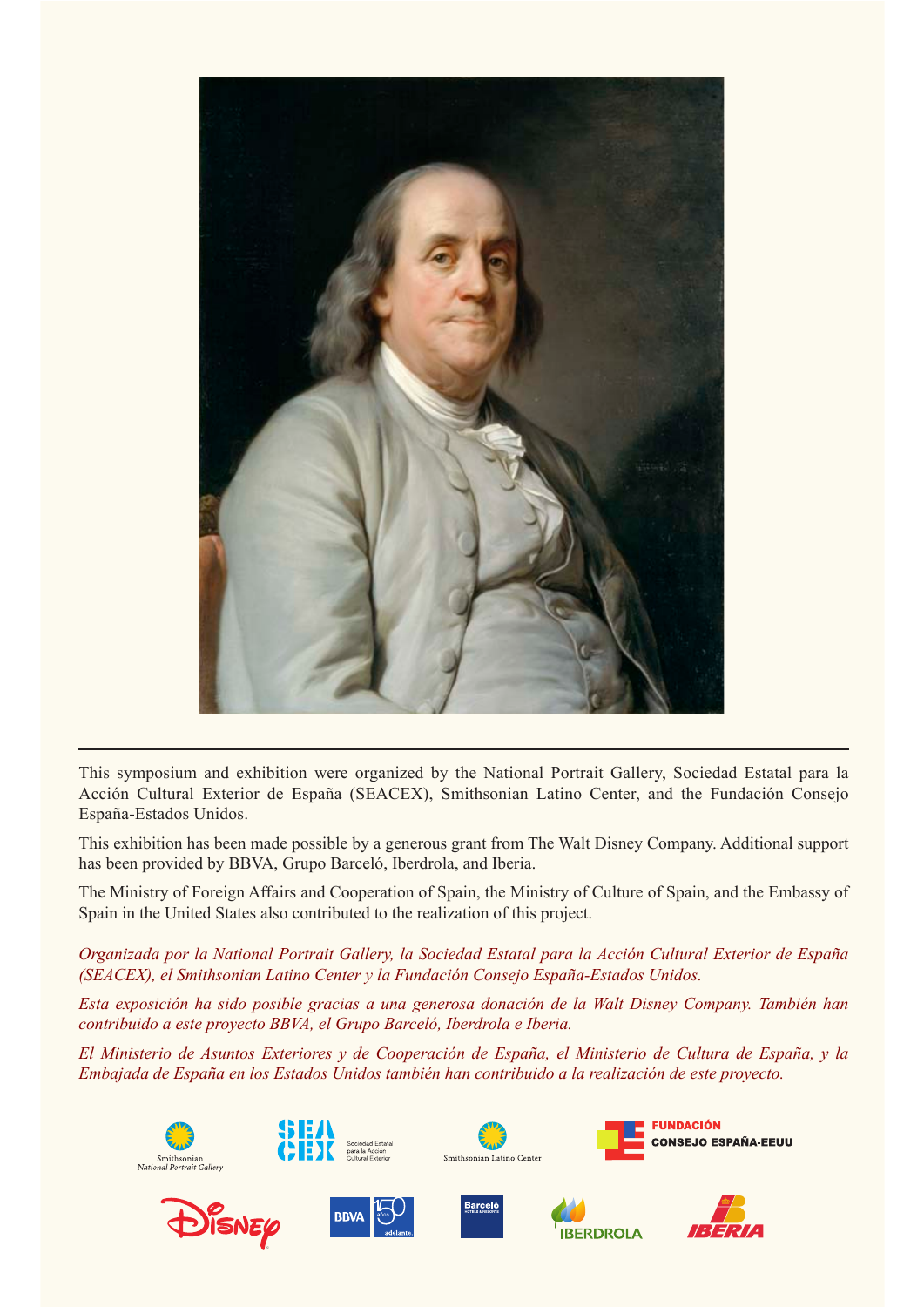This symposium and exhibition were organized by the National Portrait Gallery, Sociedad Estatal para la Acción Cultural Exterior de España (SEACEX), Smithsonian Latino Center, and the Fundación Consejo España-Estados Unidos.

This exhibition has been made possible by a generous grant from The Walt Disney Company. Additional support has been provided by BBVA, Grupo Barceló, Iberdrola, and Iberia.

The Ministry of Foreign Affairs and Cooperation of Spain, the Ministry of Culture of Spain, and the Embassy of Spain in the United States also contributed to the realization of this project.

*Organizada por la National Portrait Gallery, la Sociedad Estatal para la Acción Cultural Exterior de España (SEACEX), el Smithsonian Latino Center y la Fundación Consejo España-Estados Unidos.*

*Esta exposición ha sido posible gracias a una generosa donación de la Walt Disney Company. También han contribuido a este proyecto BBVA, el Grupo Barceló, Iberdrola e Iberia.*

*El Ministerio de Asuntos Exteriores y de Cooperación de España, el Ministerio de Cultura de España, y la Embajada de España en los Estados Unidos también han contribuido a la realización de este proyecto.*

Smithsonian National Portrait Gallery

SEACEX Sociedad Estatal para la Acción Cultural Exterior

Smithsonian Latino Center

FUNDACIÓN CONSEJO ESPAÑA-EEUU

Disney

BBVA

Barceló

IBERDROLA

IBERIA